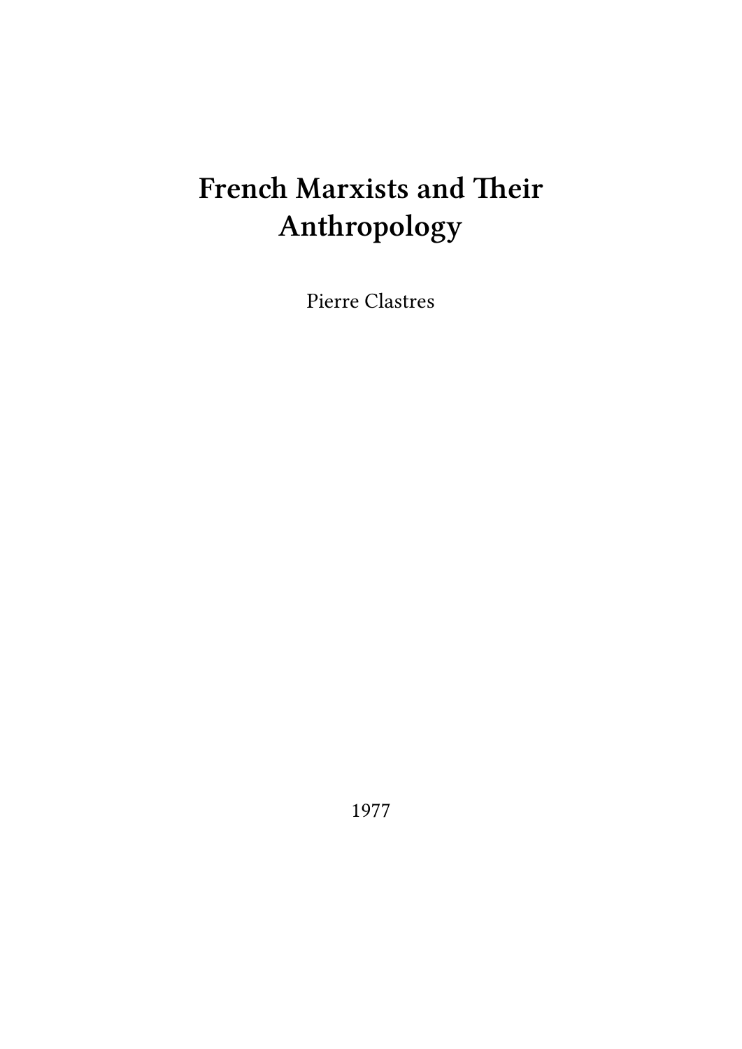# French Marxists and Their Anthropology

Pierre Clastres

1977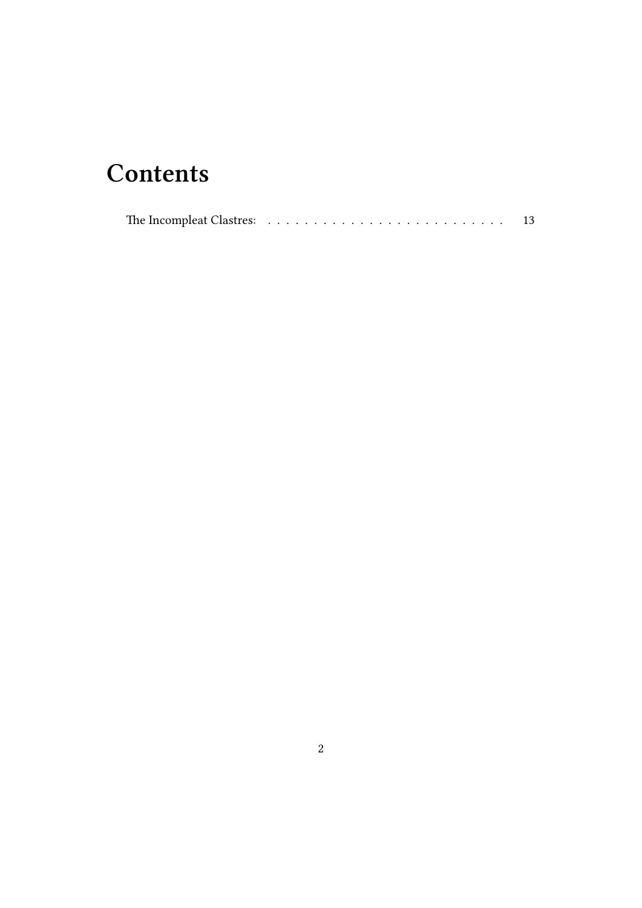# Contents

The Incompleat Clastres: . . . . . . . . . . . . . . . . . . . . . . . . . . . 13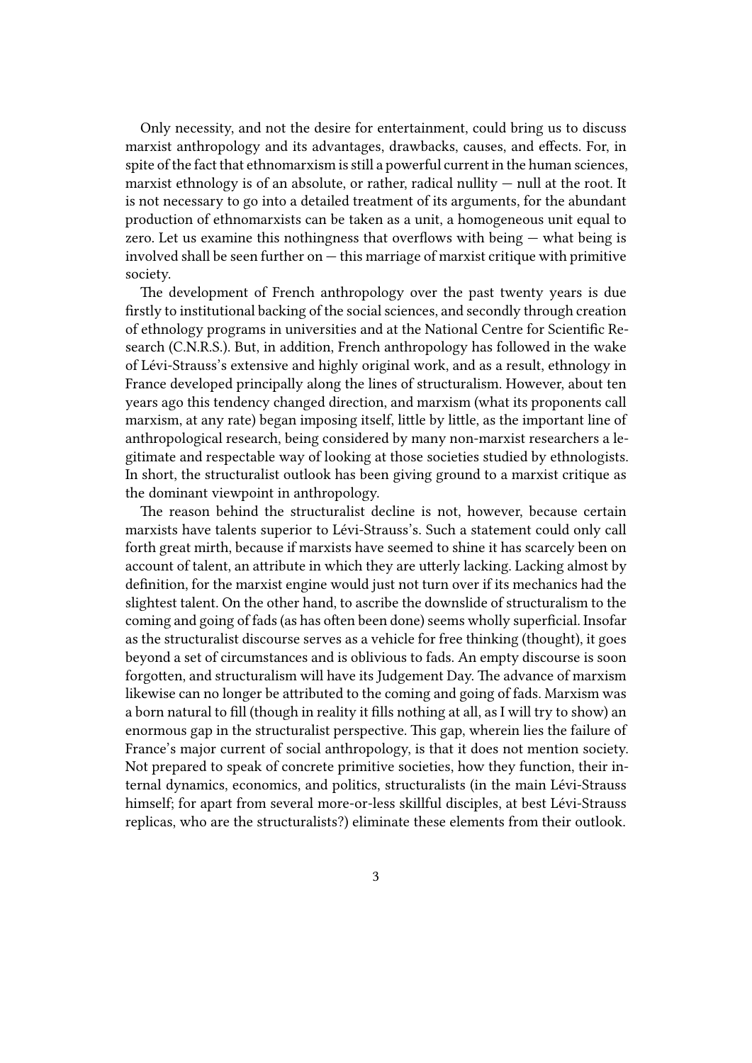Only necessity, and not the desire for entertainment, could bring us to discuss marxist anthropology and its advantages, drawbacks, causes, and effects. For, in spite of the fact that ethnomarxism is still a powerful current in the human sciences, marxist ethnology is of an absolute, or rather, radical nullity — null at the root. It is not necessary to go into a detailed treatment of its arguments, for the abundant production of ethnomarxists can be taken as a unit, a homogeneous unit equal to zero. Let us examine this nothingness that overflows with being — what being is involved shall be seen further on — this marriage of marxist critique with primitive society.

The development of French anthropology over the past twenty years is due firstly to institutional backing of the social sciences, and secondly through creation of ethnology programs in universities and at the National Centre for Scientific Research (C.N.R.S.). But, in addition, French anthropology has followed in the wake of Lévi-Strauss's extensive and highly original work, and as a result, ethnology in France developed principally along the lines of structuralism. However, about ten years ago this tendency changed direction, and marxism (what its proponents call marxism, at any rate) began imposing itself, little by little, as the important line of anthropological research, being considered by many non-marxist researchers a legitimate and respectable way of looking at those societies studied by ethnologists. In short, the structuralist outlook has been giving ground to a marxist critique as the dominant viewpoint in anthropology.

The reason behind the structuralist decline is not, however, because certain marxists have talents superior to Lévi-Strauss's. Such a statement could only call forth great mirth, because if marxists have seemed to shine it has scarcely been on account of talent, an attribute in which they are utterly lacking. Lacking almost by definition, for the marxist engine would just not turn over if its mechanics had the slightest talent. On the other hand, to ascribe the downslide of structuralism to the coming and going of fads (as has often been done) seems wholly superficial. Insofar as the structuralist discourse serves as a vehicle for free thinking (thought), it goes beyond a set of circumstances and is oblivious to fads. An empty discourse is soon forgotten, and structuralism will have its Judgement Day. The advance of marxism likewise can no longer be attributed to the coming and going of fads. Marxism was a born natural to fill (though in reality it fills nothing at all, as I will try to show) an enormous gap in the structuralist perspective. This gap, wherein lies the failure of France's major current of social anthropology, is that it does not mention society. Not prepared to speak of concrete primitive societies, how they function, their internal dynamics, economics, and politics, structuralists (in the main Lévi-Strauss himself; for apart from several more-or-less skillful disciples, at best Lévi-Strauss replicas, who are the structuralists?) eliminate these elements from their outlook.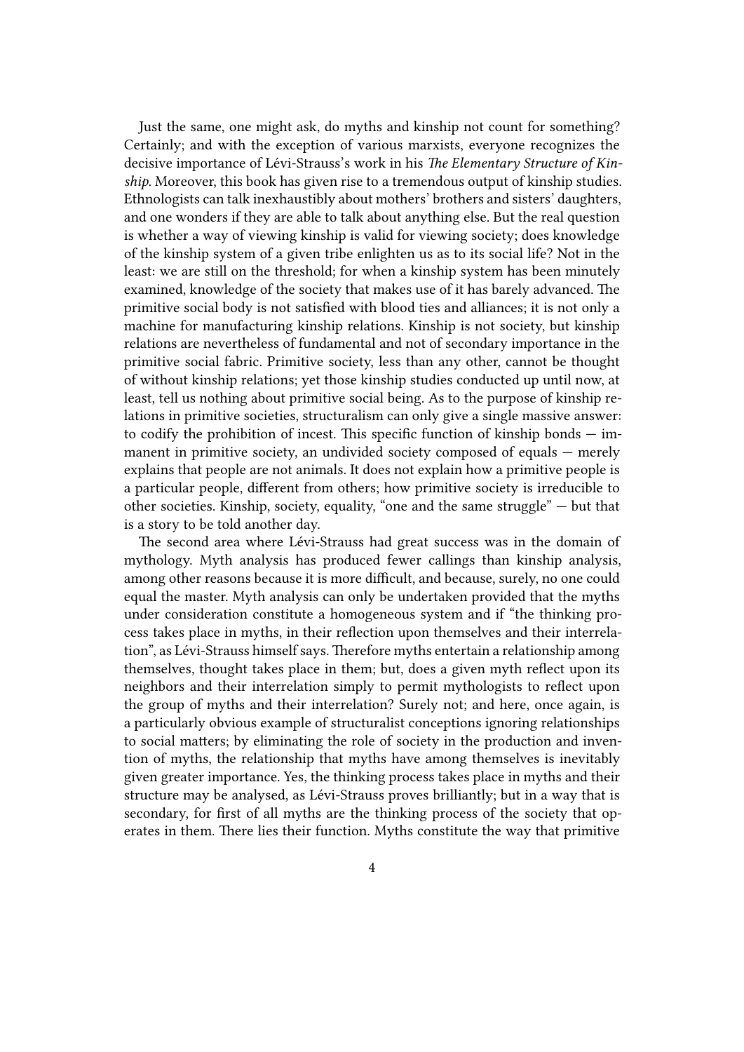Just the same, one might ask, do myths and kinship not count for something? Certainly; and with the exception of various marxists, everyone recognizes the decisive importance of Lévi-Strauss's work in his *The Elementary Structure of Kinship*. Moreover, this book has given rise to a tremendous output of kinship studies. Ethnologists can talk inexhaustibly about mothers' brothers and sisters' daughters, and one wonders if they are able to talk about anything else. But the real question is whether a way of viewing kinship is valid for viewing society; does knowledge of the kinship system of a given tribe enlighten us as to its social life? Not in the least: we are still on the threshold; for when a kinship system has been minutely examined, knowledge of the society that makes use of it has barely advanced. The primitive social body is not satisfied with blood ties and alliances; it is not only a machine for manufacturing kinship relations. Kinship is not society, but kinship relations are nevertheless of fundamental and not of secondary importance in the primitive social fabric. Primitive society, less than any other, cannot be thought of without kinship relations; yet those kinship studies conducted up until now, at least, tell us nothing about primitive social being. As to the purpose of kinship relations in primitive societies, structuralism can only give a single massive answer: to codify the prohibition of incest. This specific function of kinship bonds — immanent in primitive society, an undivided society composed of equals — merely explains that people are not animals. It does not explain how a primitive people is a particular people, different from others; how primitive society is irreducible to other societies. Kinship, society, equality, "one and the same struggle" — but that is a story to be told another day.

The second area where Lévi-Strauss had great success was in the domain of mythology. Myth analysis has produced fewer callings than kinship analysis, among other reasons because it is more difficult, and because, surely, no one could equal the master. Myth analysis can only be undertaken provided that the myths under consideration constitute a homogeneous system and if "the thinking process takes place in myths, in their reflection upon themselves and their interrelation", as Lévi-Strauss himself says. Therefore myths entertain a relationship among themselves, thought takes place in them; but, does a given myth reflect upon its neighbors and their interrelation simply to permit mythologists to reflect upon the group of myths and their interrelation? Surely not; and here, once again, is a particularly obvious example of structuralist conceptions ignoring relationships to social matters; by eliminating the role of society in the production and invention of myths, the relationship that myths have among themselves is inevitably given greater importance. Yes, the thinking process takes place in myths and their structure may be analysed, as Lévi-Strauss proves brilliantly; but in a way that is secondary, for first of all myths are the thinking process of the society that operates in them. There lies their function. Myths constitute the way that primitive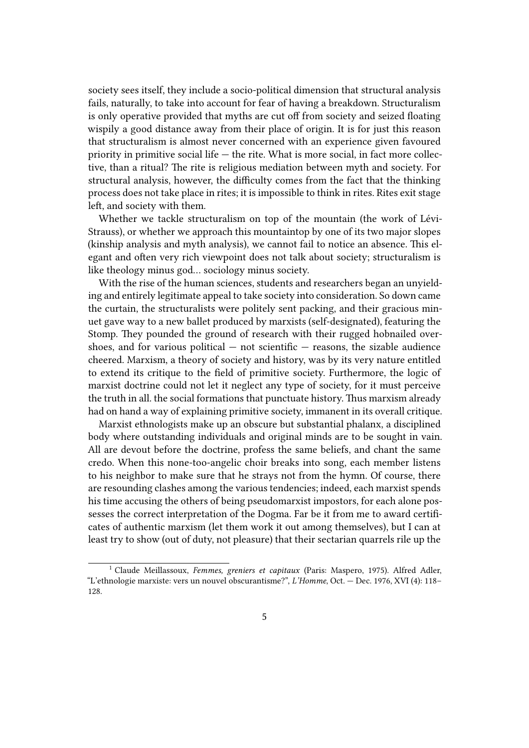society sees itself, they include a socio-political dimension that structural analysis fails, naturally, to take into account for fear of having a breakdown. Structuralism is only operative provided that myths are cut off from society and seized floating wispily a good distance away from their place of origin. It is for just this reason that structuralism is almost never concerned with an experience given favoured priority in primitive social life — the rite. What is more social, in fact more collective, than a ritual? The rite is religious mediation between myth and society. For structural analysis, however, the difficulty comes from the fact that the thinking process does not take place in rites; it is impossible to think in rites. Rites exit stage left, and society with them.

Whether we tackle structuralism on top of the mountain (the work of Lévi-Strauss), or whether we approach this mountaintop by one of its two major slopes (kinship analysis and myth analysis), we cannot fail to notice an absence. This elegant and often very rich viewpoint does not talk about society; structuralism is like theology minus god… sociology minus society.

With the rise of the human sciences, students and researchers began an unyielding and entirely legitimate appeal to take society into consideration. So down came the curtain, the structuralists were politely sent packing, and their gracious minuet gave way to a new ballet produced by marxists (self-designated), featuring the Stomp. They pounded the ground of research with their rugged hobnailed overshoes, and for various political — not scientific — reasons, the sizable audience cheered. Marxism, a theory of society and history, was by its very nature entitled to extend its critique to the field of primitive society. Furthermore, the logic of marxist doctrine could not let it neglect any type of society, for it must perceive the truth in all. the social formations that punctuate history. Thus marxism already had on hand a way of explaining primitive society, immanent in its overall critique.

Marxist ethnologists make up an obscure but substantial phalanx, a disciplined body where outstanding individuals and original minds are to be sought in vain. All are devout before the doctrine, profess the same beliefs, and chant the same credo. When this none-too-angelic choir breaks into song, each member listens to his neighbor to make sure that he strays not from the hymn. Of course, there are resounding clashes among the various tendencies; indeed, each marxist spends his time accusing the others of being pseudomarxist impostors, for each alone possesses the correct interpretation of the Dogma. Far be it from me to award certificates of authentic marxism (let them work it out among themselves), but I can at least try to show (out of duty, not pleasure) that their sectarian quarrels rile up the

---

[1] Claude Meillassoux, *Femmes, greniers et capitaux* (Paris: Maspero, 1975). Alfred Adler, "L'ethnologie marxiste: vers un nouvel obscurantisme?", *L'Homme*, Oct. — Dec. 1976, XVI (4): 118–128.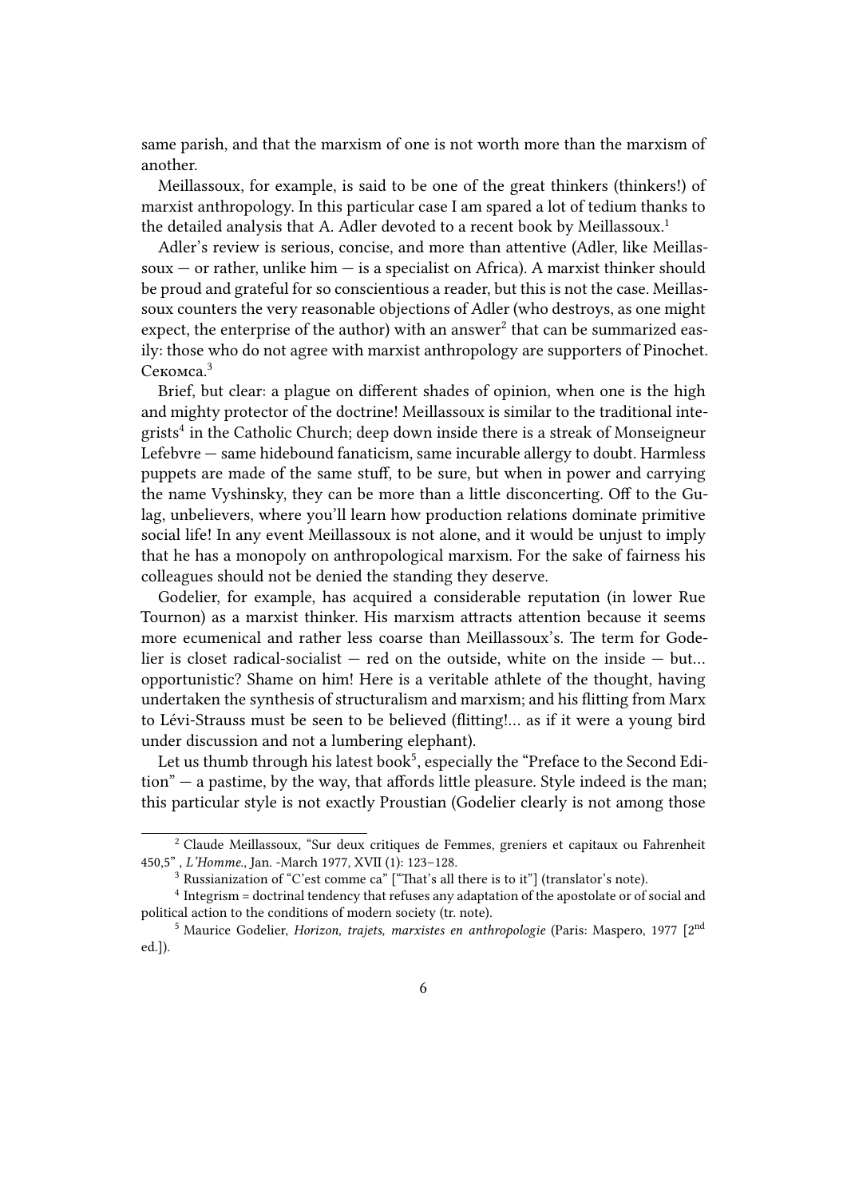same parish, and that the marxism of one is not worth more than the marxism of another.

Meillassoux, for example, is said to be one of the great thinkers (thinkers!) of marxist anthropology. In this particular case I am spared a lot of tedium thanks to the detailed analysis that A. Adler devoted to a recent book by Meillassoux.[1]

Adler's review is serious, concise, and more than attentive (Adler, like Meillassoux — or rather, unlike him — is a specialist on Africa). A marxist thinker should be proud and grateful for so conscientious a reader, but this is not the case. Meillassoux counters the very reasonable objections of Adler (who destroys, as one might expect, the enterprise of the author) with an answer[2] that can be summarized easily: those who do not agree with marxist anthropology are supporters of Pinochet. Секомса.[3]

Brief, but clear: a plague on different shades of opinion, when one is the high and mighty protector of the doctrine! Meillassoux is similar to the traditional integrists[4] in the Catholic Church; deep down inside there is a streak of Monseigneur Lefebvre — same hidebound fanaticism, same incurable allergy to doubt. Harmless puppets are made of the same stuff, to be sure, but when in power and carrying the name Vyshinsky, they can be more than a little disconcerting. Off to the Gulag, unbelievers, where you'll learn how production relations dominate primitive social life! In any event Meillassoux is not alone, and it would be unjust to imply that he has a monopoly on anthropological marxism. For the sake of fairness his colleagues should not be denied the standing they deserve.

Godelier, for example, has acquired a considerable reputation (in lower Rue Tournon) as a marxist thinker. His marxism attracts attention because it seems more ecumenical and rather less coarse than Meillassoux's. The term for Godelier is closet radical-socialist — red on the outside, white on the inside — but… opportunistic? Shame on him! Here is a veritable athlete of the thought, having undertaken the synthesis of structuralism and marxism; and his flitting from Marx to Lévi-Strauss must be seen to be believed (flitting!… as if it were a young bird under discussion and not a lumbering elephant).

Let us thumb through his latest book[5], especially the "Preface to the Second Edition" — a pastime, by the way, that affords little pleasure. Style indeed is the man; this particular style is not exactly Proustian (Godelier clearly is not among those

---

[2] Claude Meillassoux, "Sur deux critiques de Femmes, greniers et capitaux ou Fahrenheit 450,5" , *L'Homme*., Jan. -March 1977, XVII (1): 123–128.

[3] Russianization of "C'est comme ca" ["That's all there is to it"] (translator's note).

[4] Integrism = doctrinal tendency that refuses any adaptation of the apostolate or of social and political action to the conditions of modern society (tr. note).

[5] Maurice Godelier, *Horizon, trajets, marxistes en anthropologie* (Paris: Maspero, 1977 [2nd ed.]).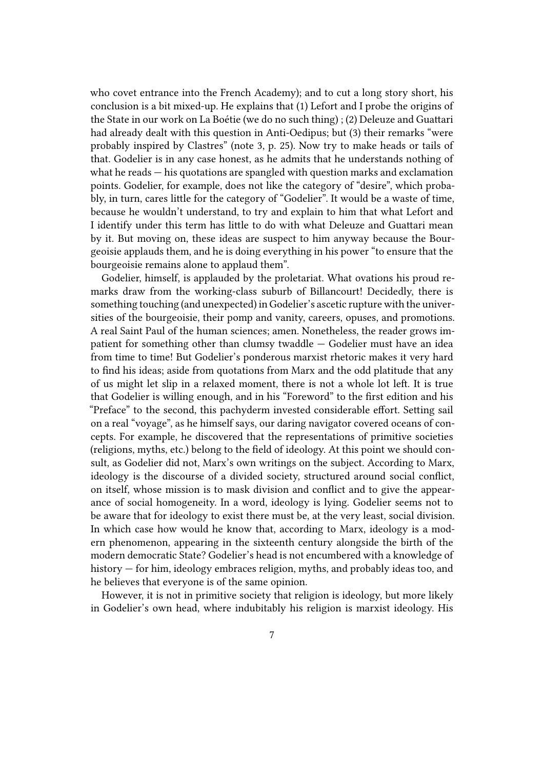who covet entrance into the French Academy); and to cut a long story short, his conclusion is a bit mixed-up. He explains that (1) Lefort and I probe the origins of the State in our work on La Boétie (we do no such thing) ; (2) Deleuze and Guattari had already dealt with this question in Anti-Oedipus; but (3) their remarks "were probably inspired by Clastres" (note 3, p. 25). Now try to make heads or tails of that. Godelier is in any case honest, as he admits that he understands nothing of what he reads — his quotations are spangled with question marks and exclamation points. Godelier, for example, does not like the category of "desire", which probably, in turn, cares little for the category of "Godelier". It would be a waste of time, because he wouldn't understand, to try and explain to him that what Lefort and I identify under this term has little to do with what Deleuze and Guattari mean by it. But moving on, these ideas are suspect to him anyway because the Bourgeoisie applauds them, and he is doing everything in his power "to ensure that the bourgeoisie remains alone to applaud them".

Godelier, himself, is applauded by the proletariat. What ovations his proud remarks draw from the working-class suburb of Billancourt! Decidedly, there is something touching (and unexpected) in Godelier's ascetic rupture with the universities of the bourgeoisie, their pomp and vanity, careers, opuses, and promotions. A real Saint Paul of the human sciences; amen. Nonetheless, the reader grows impatient for something other than clumsy twaddle — Godelier must have an idea from time to time! But Godelier's ponderous marxist rhetoric makes it very hard to find his ideas; aside from quotations from Marx and the odd platitude that any of us might let slip in a relaxed moment, there is not a whole lot left. It is true that Godelier is willing enough, and in his "Foreword" to the first edition and his "Preface" to the second, this pachyderm invested considerable effort. Setting sail on a real "voyage", as he himself says, our daring navigator covered oceans of concepts. For example, he discovered that the representations of primitive societies (religions, myths, etc.) belong to the field of ideology. At this point we should consult, as Godelier did not, Marx's own writings on the subject. According to Marx, ideology is the discourse of a divided society, structured around social conflict, on itself, whose mission is to mask division and conflict and to give the appearance of social homogeneity. In a word, ideology is lying. Godelier seems not to be aware that for ideology to exist there must be, at the very least, social division. In which case how would he know that, according to Marx, ideology is a modern phenomenon, appearing in the sixteenth century alongside the birth of the modern democratic State? Godelier's head is not encumbered with a knowledge of history — for him, ideology embraces religion, myths, and probably ideas too, and he believes that everyone is of the same opinion.

However, it is not in primitive society that religion is ideology, but more likely in Godelier's own head, where indubitably his religion is marxist ideology. His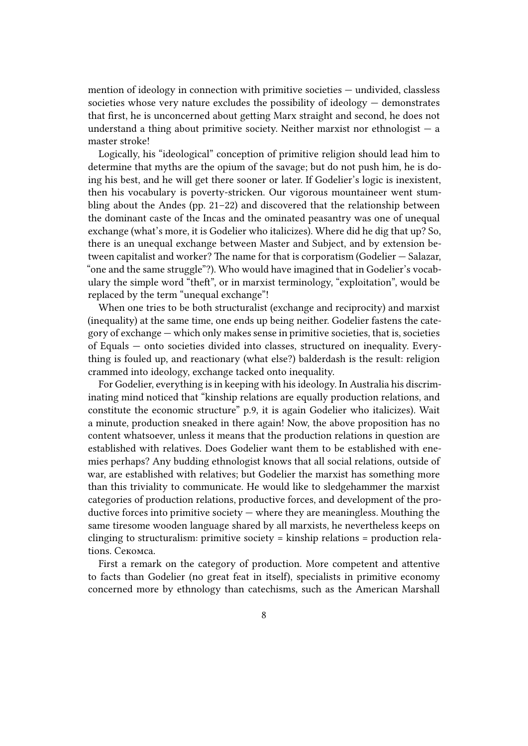mention of ideology in connection with primitive societies — undivided, classless societies whose very nature excludes the possibility of ideology — demonstrates that first, he is unconcerned about getting Marx straight and second, he does not understand a thing about primitive society. Neither marxist nor ethnologist — a master stroke!

Logically, his "ideological" conception of primitive religion should lead him to determine that myths are the opium of the savage; but do not push him, he is doing his best, and he will get there sooner or later. If Godelier's logic is inexistent, then his vocabulary is poverty-stricken. Our vigorous mountaineer went stumbling about the Andes (pp. 21–22) and discovered that the relationship between the dominant caste of the Incas and the ominated peasantry was one of unequal exchange (what's more, it is Godelier who italicizes). Where did he dig that up? So, there is an unequal exchange between Master and Subject, and by extension between capitalist and worker? The name for that is corporatism (Godelier — Salazar, "one and the same struggle"?). Who would have imagined that in Godelier's vocabulary the simple word "theft", or in marxist terminology, "exploitation", would be replaced by the term "unequal exchange"!

When one tries to be both structuralist (exchange and reciprocity) and marxist (inequality) at the same time, one ends up being neither. Godelier fastens the category of exchange — which only makes sense in primitive societies, that is, societies of Equals — onto societies divided into classes, structured on inequality. Everything is fouled up, and reactionary (what else?) balderdash is the result: religion crammed into ideology, exchange tacked onto inequality.

For Godelier, everything is in keeping with his ideology. In Australia his discriminating mind noticed that "kinship relations are equally production relations, and constitute the economic structure" p.9, it is again Godelier who italicizes). Wait a minute, production sneaked in there again! Now, the above proposition has no content whatsoever, unless it means that the production relations in question are established with relatives. Does Godelier want them to be established with enemies perhaps? Any budding ethnologist knows that all social relations, outside of war, are established with relatives; but Godelier the marxist has something more than this triviality to communicate. He would like to sledgehammer the marxist categories of production relations, productive forces, and development of the productive forces into primitive society — where they are meaningless. Mouthing the same tiresome wooden language shared by all marxists, he nevertheless keeps on clinging to structuralism: primitive society = kinship relations = production relations. Секомса.

First a remark on the category of production. More competent and attentive to facts than Godelier (no great feat in itself), specialists in primitive economy concerned more by ethnology than catechisms, such as the American Marshall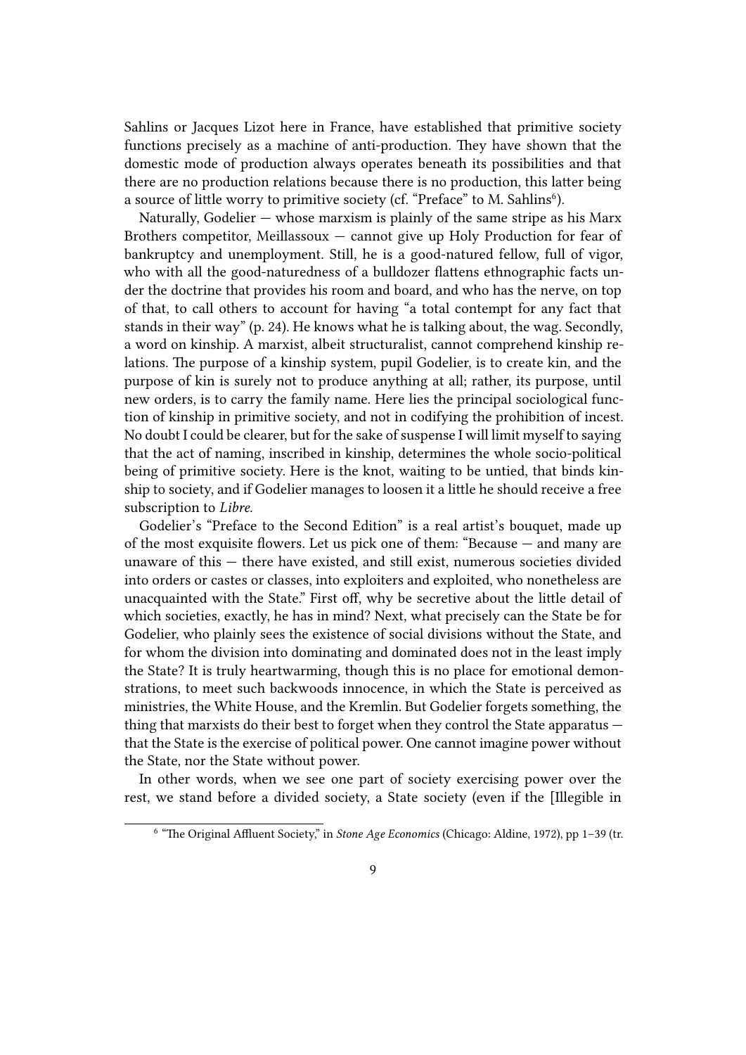Sahlins or Jacques Lizot here in France, have established that primitive society functions precisely as a machine of anti-production. They have shown that the domestic mode of production always operates beneath its possibilities and that there are no production relations because there is no production, this latter being a source of little worry to primitive society (cf. "Preface" to M. Sahlins[6]).

Naturally, Godelier — whose marxism is plainly of the same stripe as his Marx Brothers competitor, Meillassoux — cannot give up Holy Production for fear of bankruptcy and unemployment. Still, he is a good-natured fellow, full of vigor, who with all the good-naturedness of a bulldozer flattens ethnographic facts under the doctrine that provides his room and board, and who has the nerve, on top of that, to call others to account for having "a total contempt for any fact that stands in their way" (p. 24). He knows what he is talking about, the wag. Secondly, a word on kinship. A marxist, albeit structuralist, cannot comprehend kinship relations. The purpose of a kinship system, pupil Godelier, is to create kin, and the purpose of kin is surely not to produce anything at all; rather, its purpose, until new orders, is to carry the family name. Here lies the principal sociological function of kinship in primitive society, and not in codifying the prohibition of incest. No doubt I could be clearer, but for the sake of suspense I will limit myself to saying that the act of naming, inscribed in kinship, determines the whole socio-political being of primitive society. Here is the knot, waiting to be untied, that binds kinship to society, and if Godelier manages to loosen it a little he should receive a free subscription to *Libre*.

Godelier's "Preface to the Second Edition" is a real artist's bouquet, made up of the most exquisite flowers. Let us pick one of them: "Because — and many are unaware of this — there have existed, and still exist, numerous societies divided into orders or castes or classes, into exploiters and exploited, who nonetheless are unacquainted with the State." First off, why be secretive about the little detail of which societies, exactly, he has in mind? Next, what precisely can the State be for Godelier, who plainly sees the existence of social divisions without the State, and for whom the division into dominating and dominated does not in the least imply the State? It is truly heartwarming, though this is no place for emotional demonstrations, to meet such backwoods innocence, in which the State is perceived as ministries, the White House, and the Kremlin. But Godelier forgets something, the thing that marxists do their best to forget when they control the State apparatus — that the State is the exercise of political power. One cannot imagine power without the State, nor the State without power.

In other words, when we see one part of society exercising power over the rest, we stand before a divided society, a State society (even if the [Illegible in

[6] "The Original Affluent Society," in *Stone Age Economics* (Chicago: Aldine, 1972), pp 1–39 (tr.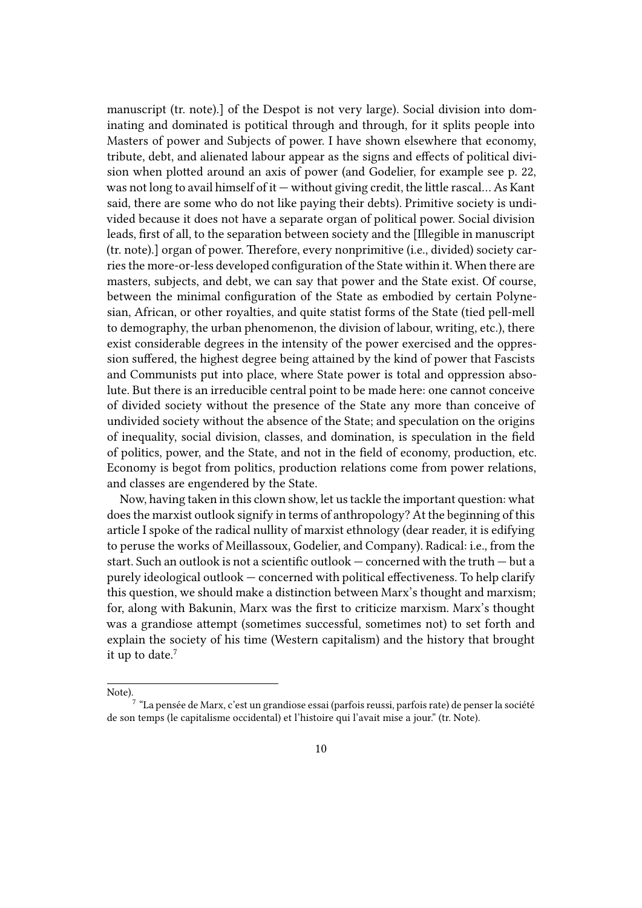manuscript (tr. note).] of the Despot is not very large). Social division into dominating and dominated is potitical through and through, for it splits people into Masters of power and Subjects of power. I have shown elsewhere that economy, tribute, debt, and alienated labour appear as the signs and effects of political division when plotted around an axis of power (and Godelier, for example see p. 22, was not long to avail himself of it — without giving credit, the little rascal… As Kant said, there are some who do not like paying their debts). Primitive society is undivided because it does not have a separate organ of political power. Social division leads, first of all, to the separation between society and the [Illegible in manuscript (tr. note).] organ of power. Therefore, every nonprimitive (i.e., divided) society carries the more-or-less developed configuration of the State within it. When there are masters, subjects, and debt, we can say that power and the State exist. Of course, between the minimal configuration of the State as embodied by certain Polynesian, African, or other royalties, and quite statist forms of the State (tied pell-mell to demography, the urban phenomenon, the division of labour, writing, etc.), there exist considerable degrees in the intensity of the power exercised and the oppression suffered, the highest degree being attained by the kind of power that Fascists and Communists put into place, where State power is total and oppression absolute. But there is an irreducible central point to be made here: one cannot conceive of divided society without the presence of the State any more than conceive of undivided society without the absence of the State; and speculation on the origins of inequality, social division, classes, and domination, is speculation in the field of politics, power, and the State, and not in the field of economy, production, etc. Economy is begot from politics, production relations come from power relations, and classes are engendered by the State.

Now, having taken in this clown show, let us tackle the important question: what does the marxist outlook signify in terms of anthropology? At the beginning of this article I spoke of the radical nullity of marxist ethnology (dear reader, it is edifying to peruse the works of Meillassoux, Godelier, and Company). Radical: i.e., from the start. Such an outlook is not a scientific outlook — concerned with the truth — but a purely ideological outlook — concerned with political effectiveness. To help clarify this question, we should make a distinction between Marx's thought and marxism; for, along with Bakunin, Marx was the first to criticize marxism. Marx's thought was a grandiose attempt (sometimes successful, sometimes not) to set forth and explain the society of his time (Western capitalism) and the history that brought it up to date.[7]

---

Note).

[7] "La pensée de Marx, c'est un grandiose essai (parfois reussi, parfois rate) de penser la société de son temps (le capitalisme occidental) et l'histoire qui l'avait mise a jour." (tr. Note).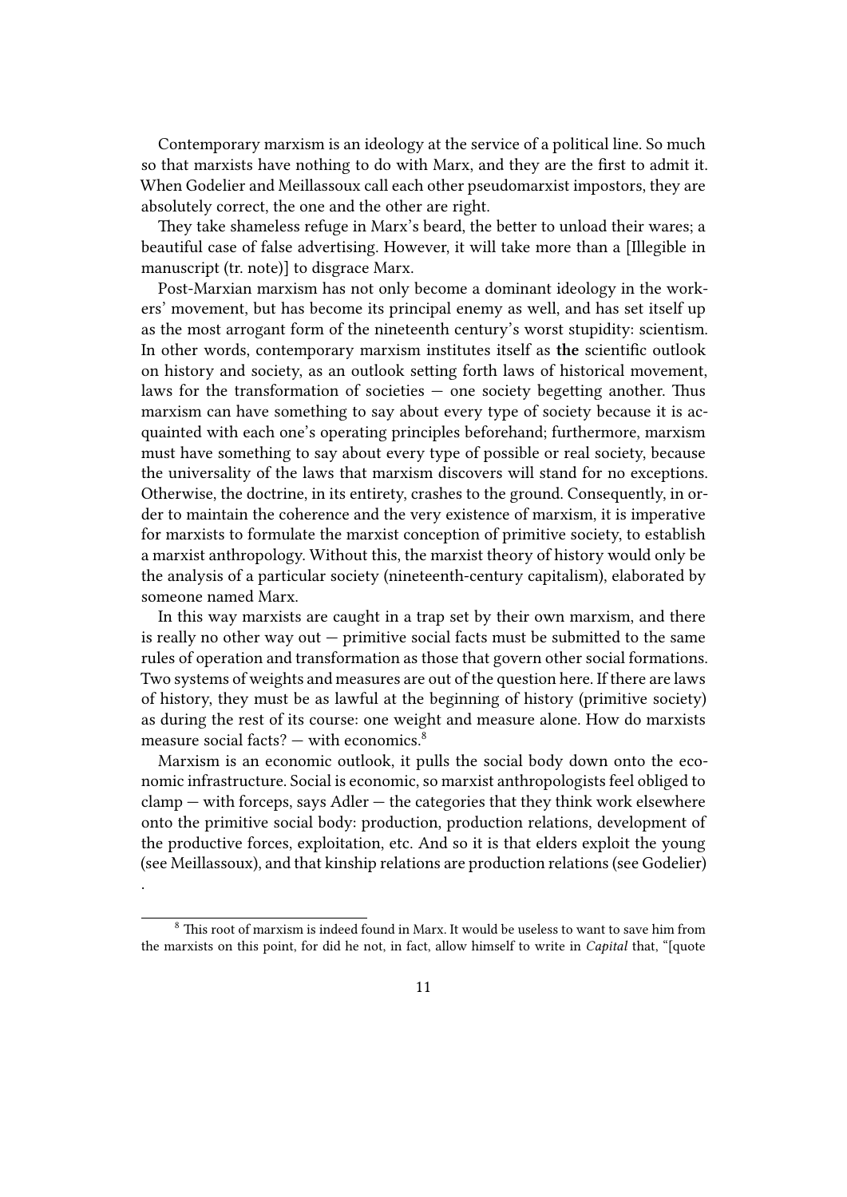Contemporary marxism is an ideology at the service of a political line. So much so that marxists have nothing to do with Marx, and they are the first to admit it. When Godelier and Meillassoux call each other pseudomarxist impostors, they are absolutely correct, the one and the other are right.

They take shameless refuge in Marx's beard, the better to unload their wares; a beautiful case of false advertising. However, it will take more than a [Illegible in manuscript (tr. note)] to disgrace Marx.

Post-Marxian marxism has not only become a dominant ideology in the workers' movement, but has become its principal enemy as well, and has set itself up as the most arrogant form of the nineteenth century's worst stupidity: scientism. In other words, contemporary marxism institutes itself as **the** scientific outlook on history and society, as an outlook setting forth laws of historical movement, laws for the transformation of societies — one society begetting another. Thus marxism can have something to say about every type of society because it is acquainted with each one's operating principles beforehand; furthermore, marxism must have something to say about every type of possible or real society, because the universality of the laws that marxism discovers will stand for no exceptions. Otherwise, the doctrine, in its entirety, crashes to the ground. Consequently, in order to maintain the coherence and the very existence of marxism, it is imperative for marxists to formulate the marxist conception of primitive society, to establish a marxist anthropology. Without this, the marxist theory of history would only be the analysis of a particular society (nineteenth-century capitalism), elaborated by someone named Marx.

In this way marxists are caught in a trap set by their own marxism, and there is really no other way out — primitive social facts must be submitted to the same rules of operation and transformation as those that govern other social formations. Two systems of weights and measures are out of the question here. If there are laws of history, they must be as lawful at the beginning of history (primitive society) as during the rest of its course: one weight and measure alone. How do marxists measure social facts? — with economics.[8]

Marxism is an economic outlook, it pulls the social body down onto the economic infrastructure. Social is economic, so marxist anthropologists feel obliged to clamp — with forceps, says Adler — the categories that they think work elsewhere onto the primitive social body: production, production relations, development of the productive forces, exploitation, etc. And so it is that elders exploit the young (see Meillassoux), and that kinship relations are production relations (see Godelier) .

[8] This root of marxism is indeed found in Marx. It would be useless to want to save him from the marxists on this point, for did he not, in fact, allow himself to write in *Capital* that, "[quote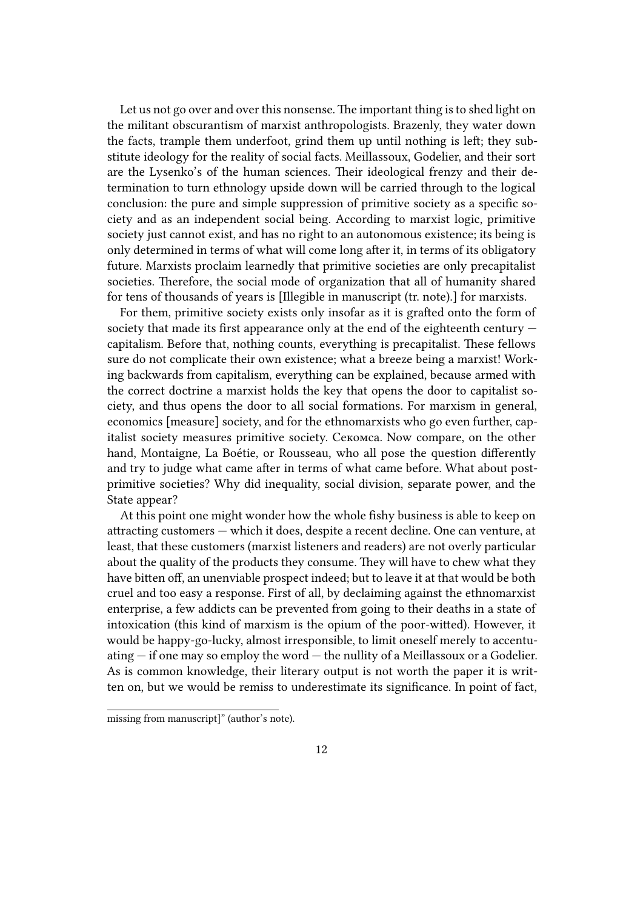Let us not go over and over this nonsense. The important thing is to shed light on the militant obscurantism of marxist anthropologists. Brazenly, they water down the facts, trample them underfoot, grind them up until nothing is left; they substitute ideology for the reality of social facts. Meillassoux, Godelier, and their sort are the Lysenko's of the human sciences. Their ideological frenzy and their determination to turn ethnology upside down will be carried through to the logical conclusion: the pure and simple suppression of primitive society as a specific society and as an independent social being. According to marxist logic, primitive society just cannot exist, and has no right to an autonomous existence; its being is only determined in terms of what will come long after it, in terms of its obligatory future. Marxists proclaim learnedly that primitive societies are only precapitalist societies. Therefore, the social mode of organization that all of humanity shared for tens of thousands of years is [Illegible in manuscript (tr. note).] for marxists.

For them, primitive society exists only insofar as it is grafted onto the form of society that made its first appearance only at the end of the eighteenth century — capitalism. Before that, nothing counts, everything is precapitalist. These fellows sure do not complicate their own existence; what a breeze being a marxist! Working backwards from capitalism, everything can be explained, because armed with the correct doctrine a marxist holds the key that opens the door to capitalist society, and thus opens the door to all social formations. For marxism in general, economics [measure] society, and for the ethnomarxists who go even further, capitalist society measures primitive society. Секомса. Now compare, on the other hand, Montaigne, La Boétie, or Rousseau, who all pose the question differently and try to judge what came after in terms of what came before. What about post-primitive societies? Why did inequality, social division, separate power, and the State appear?

At this point one might wonder how the whole fishy business is able to keep on attracting customers — which it does, despite a recent decline. One can venture, at least, that these customers (marxist listeners and readers) are not overly particular about the quality of the products they consume. They will have to chew what they have bitten off, an unenviable prospect indeed; but to leave it at that would be both cruel and too easy a response. First of all, by declaiming against the ethnomarxist enterprise, a few addicts can be prevented from going to their deaths in a state of intoxication (this kind of marxism is the opium of the poor-witted). However, it would be happy-go-lucky, almost irresponsible, to limit oneself merely to accentuating — if one may so employ the word — the nullity of a Meillassoux or a Godelier. As is common knowledge, their literary output is not worth the paper it is written on, but we would be remiss to underestimate its significance. In point of fact,

---

missing from manuscript]" (author's note).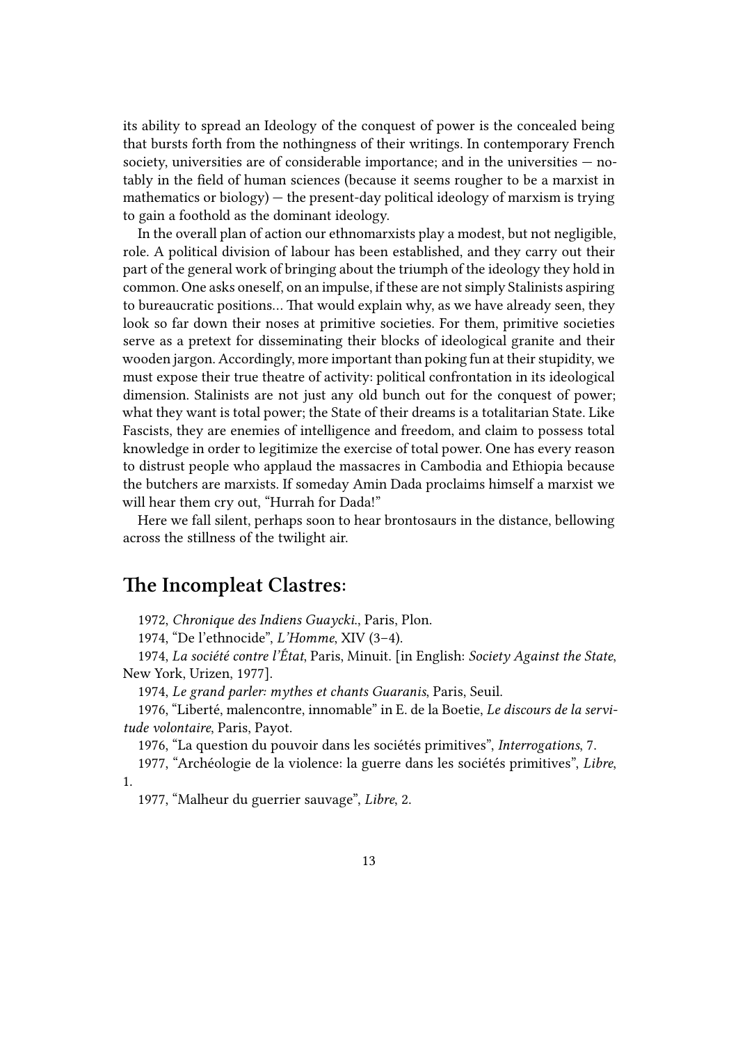its ability to spread an Ideology of the conquest of power is the concealed being that bursts forth from the nothingness of their writings. In contemporary French society, universities are of considerable importance; and in the universities — notably in the field of human sciences (because it seems rougher to be a marxist in mathematics or biology) — the present-day political ideology of marxism is trying to gain a foothold as the dominant ideology.

In the overall plan of action our ethnomarxists play a modest, but not negligible, role. A political division of labour has been established, and they carry out their part of the general work of bringing about the triumph of the ideology they hold in common. One asks oneself, on an impulse, if these are not simply Stalinists aspiring to bureaucratic positions… That would explain why, as we have already seen, they look so far down their noses at primitive societies. For them, primitive societies serve as a pretext for disseminating their blocks of ideological granite and their wooden jargon. Accordingly, more important than poking fun at their stupidity, we must expose their true theatre of activity: political confrontation in its ideological dimension. Stalinists are not just any old bunch out for the conquest of power; what they want is total power; the State of their dreams is a totalitarian State. Like Fascists, they are enemies of intelligence and freedom, and claim to possess total knowledge in order to legitimize the exercise of total power. One has every reason to distrust people who applaud the massacres in Cambodia and Ethiopia because the butchers are marxists. If someday Amin Dada proclaims himself a marxist we will hear them cry out, "Hurrah for Dada!"

Here we fall silent, perhaps soon to hear brontosaurs in the distance, bellowing across the stillness of the twilight air.

## The Incompleat Clastres:

1972, *Chronique des Indiens Guaycki.*, Paris, Plon.

1974, "De l'ethnocide", *L'Homme*, XIV (3–4).

1974, *La société contre l'État*, Paris, Minuit. [in English: *Society Against the State*, New York, Urizen, 1977].

1974, *Le grand parler: mythes et chants Guaranis*, Paris, Seuil.

1976, "Liberté, malencontre, innomable" in E. de la Boetie, *Le discours de la servitude volontaire*, Paris, Payot.

1976, "La question du pouvoir dans les sociétés primitives", *Interrogations*, 7.

1977, "Archéologie de la violence: la guerre dans les sociétés primitives", *Libre*, 1.

1977, "Malheur du guerrier sauvage", *Libre*, 2.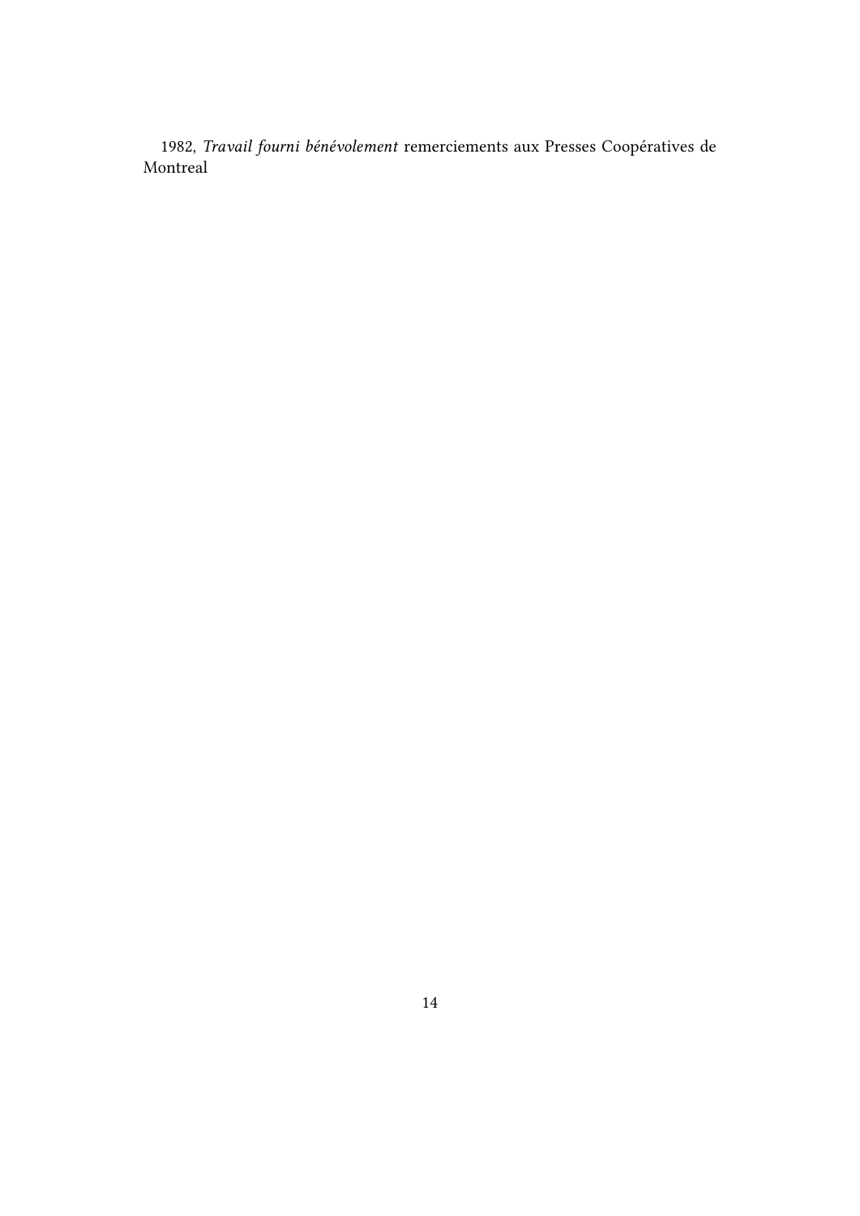1982, *Travail fourni bénévolement* remerciements aux Presses Coopératives de Montreal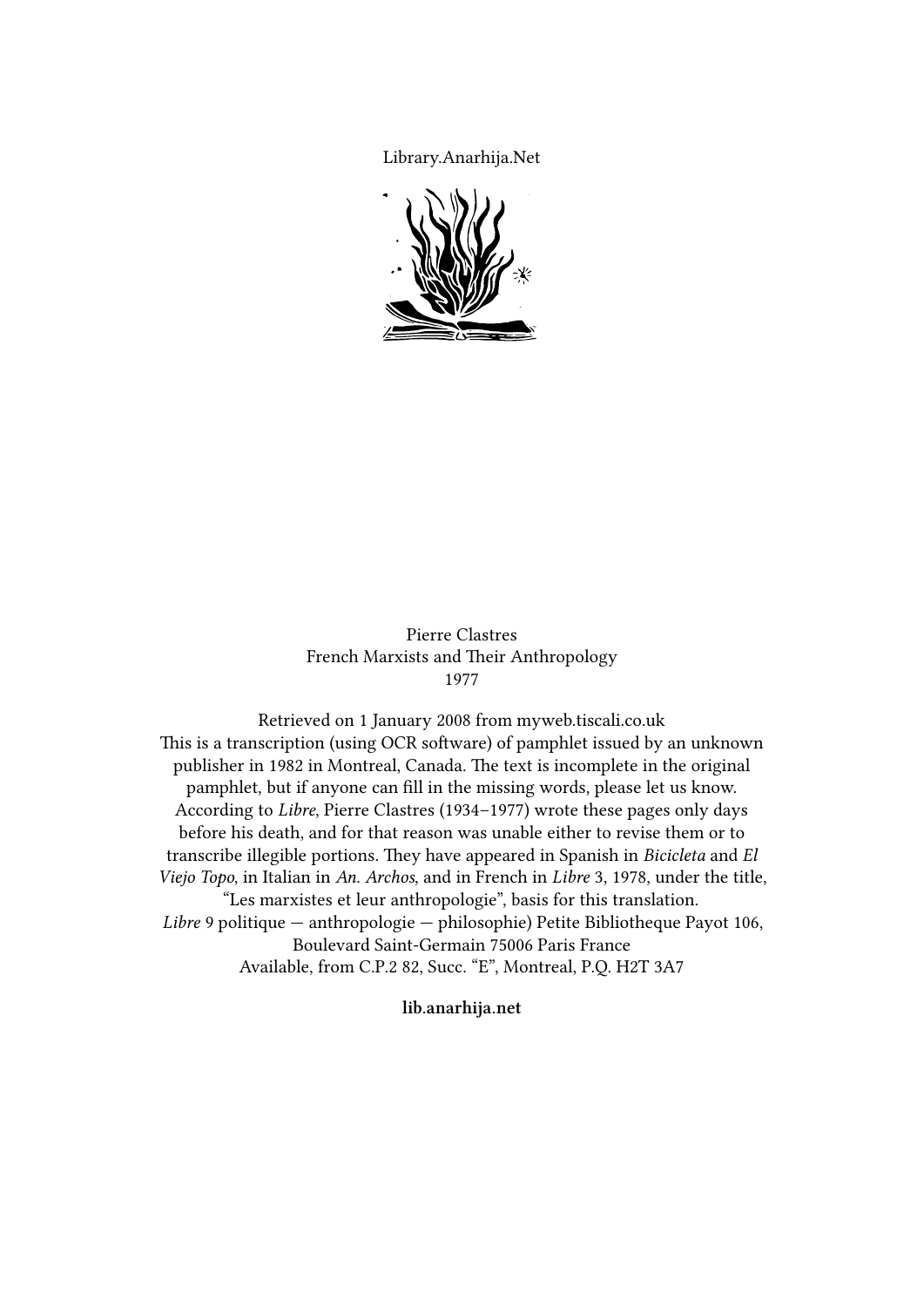Library.Anarhija.Net

Pierre Clastres
French Marxists and Their Anthropology
1977

Retrieved on 1 January 2008 from myweb.tiscali.co.uk
This is a transcription (using OCR software) of pamphlet issued by an unknown publisher in 1982 in Montreal, Canada. The text is incomplete in the original pamphlet, but if anyone can fill in the missing words, please let us know.
According to *Libre*, Pierre Clastres (1934–1977) wrote these pages only days before his death, and for that reason was unable either to revise them or to transcribe illegible portions. They have appeared in Spanish in *Bicicleta* and *El Viejo Topo*, in Italian in *An. Archos*, and in French in *Libre* 3, 1978, under the title, “Les marxistes et leur anthropologie”, basis for this translation.
*Libre* 9 politique — anthropologie — philosophie) Petite Bibliotheque Payot 106, Boulevard Saint-Germain 75006 Paris France
Available, from C.P.2 82, Succ. “E”, Montreal, P.Q. H2T 3A7

**lib.anarhija.net**